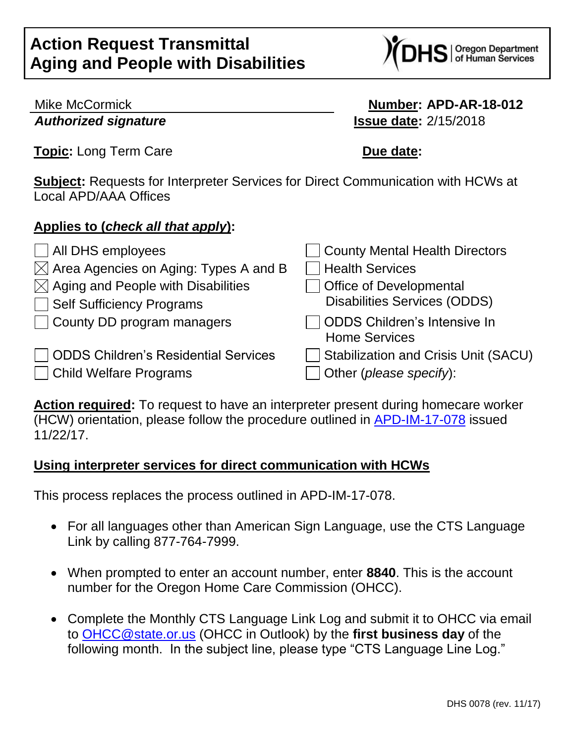# Action Request Transmittal
# Aging and People with Disabilities

Oregon Department of Human Services

Mike McCormick
***Authorized signature***

**Number: APD-AR-18-012**
**Issue date:** 2/15/2018

**Topic:** Long Term Care

**Due date:**

**Subject:** Requests for Interpreter Services for Direct Communication with HCWs at Local APD/AAA Offices

**Applies to (*check all that apply*):**

- [ ] All DHS employees
- [x] Area Agencies on Aging: Types A and B
- [x] Aging and People with Disabilities
- [ ] Self Sufficiency Programs
- [ ] County DD program managers
- [ ] ODDS Children's Residential Services
- [ ] Child Welfare Programs
- [ ] County Mental Health Directors
- [ ] Health Services
- [ ] Office of Developmental Disabilities Services (ODDS)
- [ ] ODDS Children's Intensive In Home Services
- [ ] Stabilization and Crisis Unit (SACU)
- [ ] Other (*please specify*):

**Action required:** To request to have an interpreter present during homecare worker (HCW) orientation, please follow the procedure outlined in APD-IM-17-078 issued 11/22/17.

## Using interpreter services for direct communication with HCWs

This process replaces the process outlined in APD-IM-17-078.

- For all languages other than American Sign Language, use the CTS Language Link by calling 877-764-7999.
- When prompted to enter an account number, enter **8840**. This is the account number for the Oregon Home Care Commission (OHCC).
- Complete the Monthly CTS Language Link Log and submit it to OHCC via email to OHCC@state.or.us (OHCC in Outlook) by the **first business day** of the following month. In the subject line, please type "CTS Language Line Log."

DHS 0078 (rev. 11/17)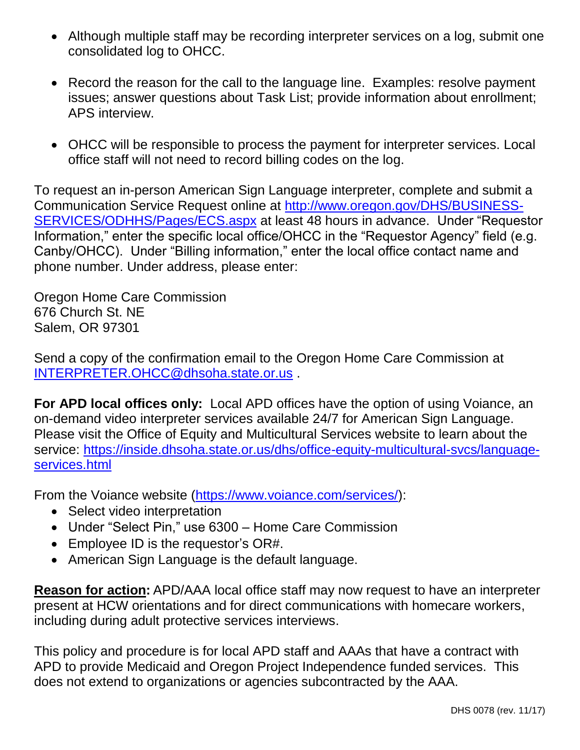- Although multiple staff may be recording interpreter services on a log, submit one consolidated log to OHCC.
- Record the reason for the call to the language line. Examples: resolve payment issues; answer questions about Task List; provide information about enrollment; APS interview.
- OHCC will be responsible to process the payment for interpreter services. Local office staff will not need to record billing codes on the log.

To request an in-person American Sign Language interpreter, complete and submit a Communication Service Request online at http://www.oregon.gov/DHS/BUSINESS-SERVICES/ODHHS/Pages/ECS.aspx at least 48 hours in advance. Under "Requestor Information," enter the specific local office/OHCC in the "Requestor Agency" field (e.g. Canby/OHCC). Under "Billing information," enter the local office contact name and phone number. Under address, please enter:

Oregon Home Care Commission
676 Church St. NE
Salem, OR 97301

Send a copy of the confirmation email to the Oregon Home Care Commission at INTERPRETER.OHCC@dhsoha.state.or.us .

**For APD local offices only:** Local APD offices have the option of using Voiance, an on-demand video interpreter services available 24/7 for American Sign Language. Please visit the Office of Equity and Multicultural Services website to learn about the service: https://inside.dhsoha.state.or.us/dhs/office-equity-multicultural-svcs/language-services.html

From the Voiance website (https://www.voiance.com/services/):

- Select video interpretation
- Under "Select Pin," use 6300 – Home Care Commission
- Employee ID is the requestor's OR#.
- American Sign Language is the default language.

**Reason for action:** APD/AAA local office staff may now request to have an interpreter present at HCW orientations and for direct communications with homecare workers, including during adult protective services interviews.

This policy and procedure is for local APD staff and AAAs that have a contract with APD to provide Medicaid and Oregon Project Independence funded services. This does not extend to organizations or agencies subcontracted by the AAA.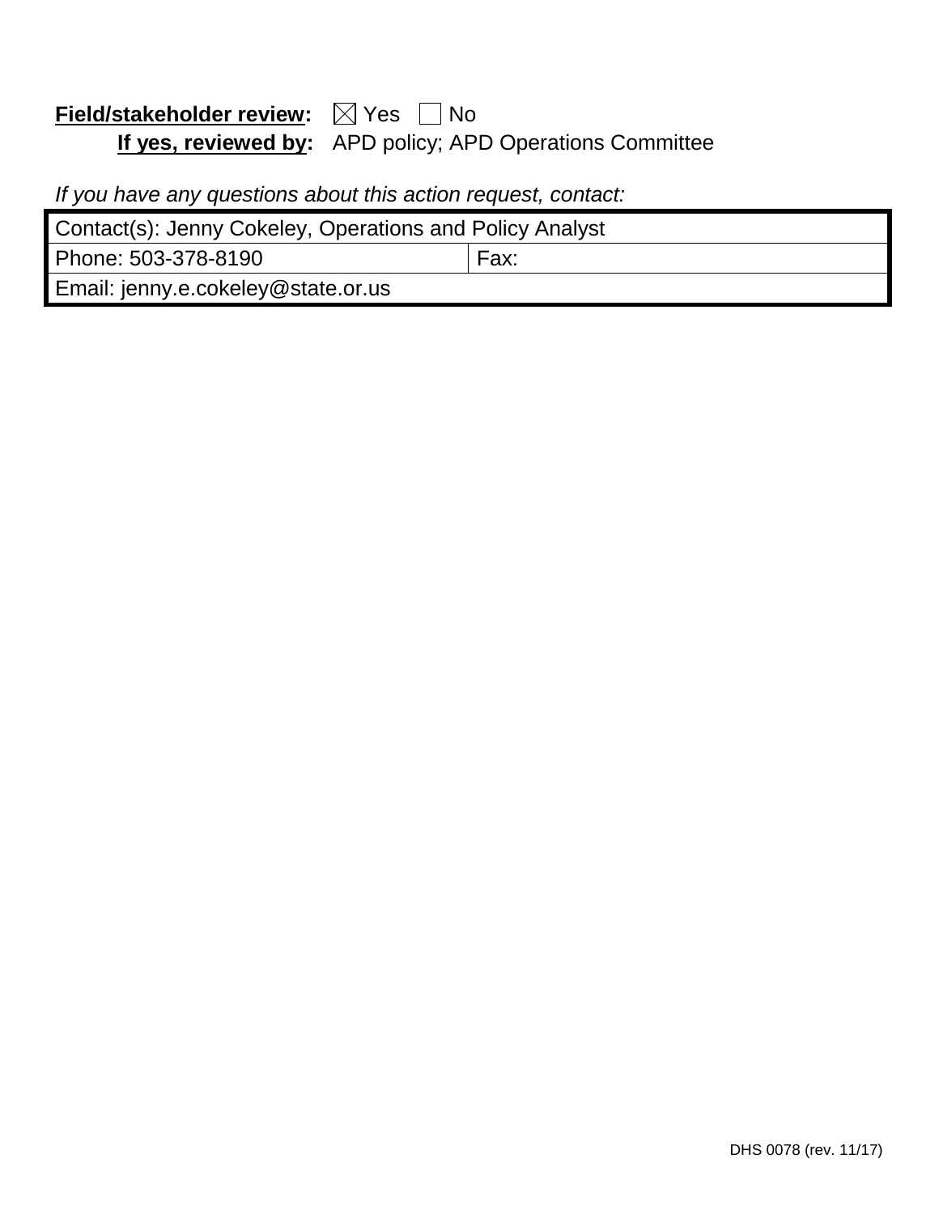**Field/stakeholder review:** ☒ Yes ☐ No

**If yes, reviewed by:** APD policy; APD Operations Committee

*If you have any questions about this action request, contact:*

| | |
|---|---|
| Contact(s): Jenny Cokeley, Operations and Policy Analyst | |
| Phone: 503-378-8190 | Fax: |
| Email: jenny.e.cokeley@state.or.us | |

DHS 0078 (rev. 11/17)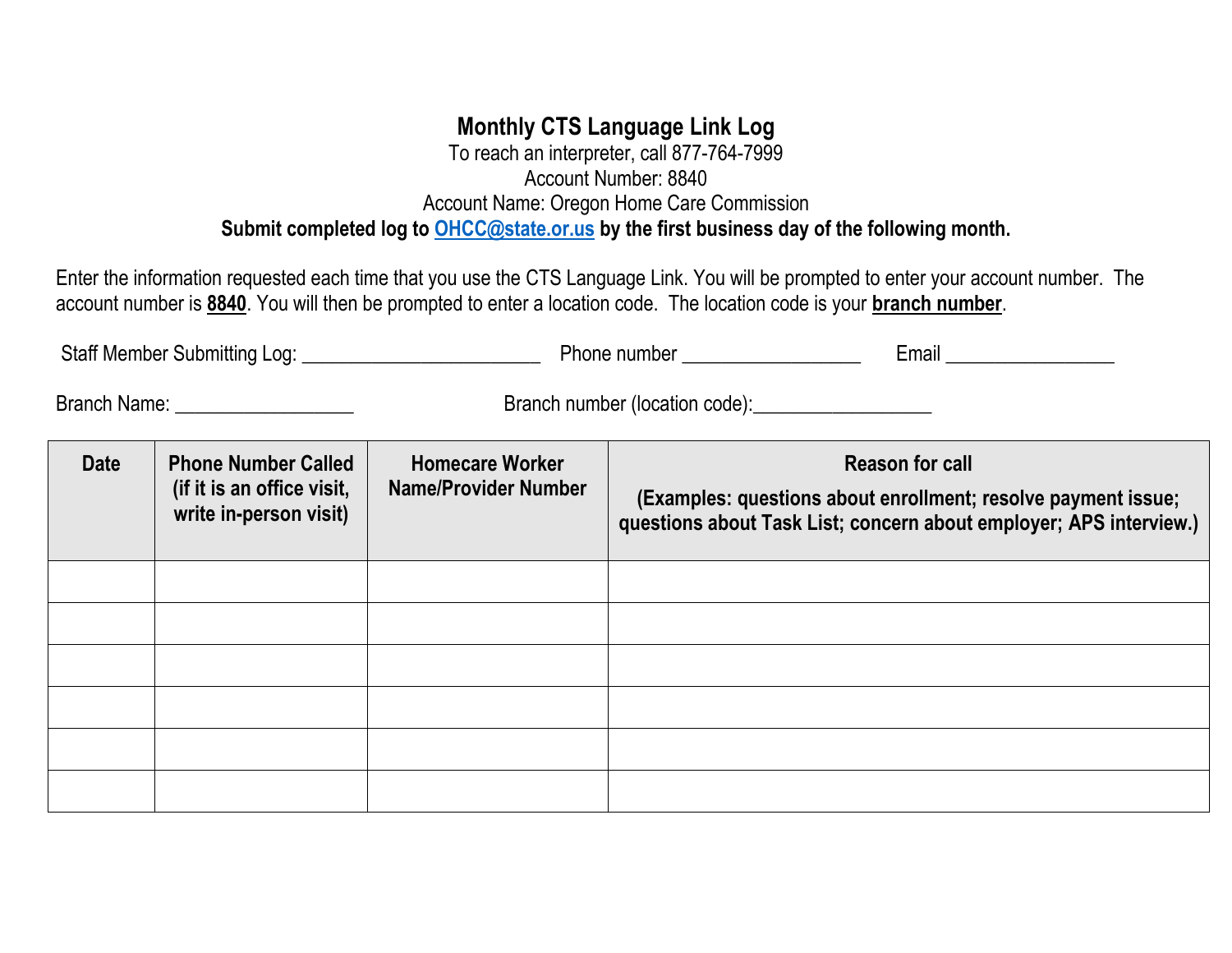# Monthly CTS Language Link Log

To reach an interpreter, call 877-764-7999

Account Number: 8840

Account Name: Oregon Home Care Commission

**Submit completed log to [OHCC@state.or.us](mailto:OHCC@state.or.us) by the first business day of the following month.**

Enter the information requested each time that you use the CTS Language Link. You will be prompted to enter your account number. The account number is **8840**. You will then be prompted to enter a location code. The location code is your **branch number**.

Staff Member Submitting Log: ________________________ Phone number __________________ Email _________________

Branch Name: __________________ Branch number (location code):__________________

| Date | Phone Number Called (if it is an office visit, write in-person visit) | Homecare Worker Name/Provider Number | Reason for call (Examples: questions about enrollment; resolve payment issue; questions about Task List; concern about employer; APS interview.) |
|---|---|---|---|
| | | | |
| | | | |
| | | | |
| | | | |
| | | | |
| | | | |